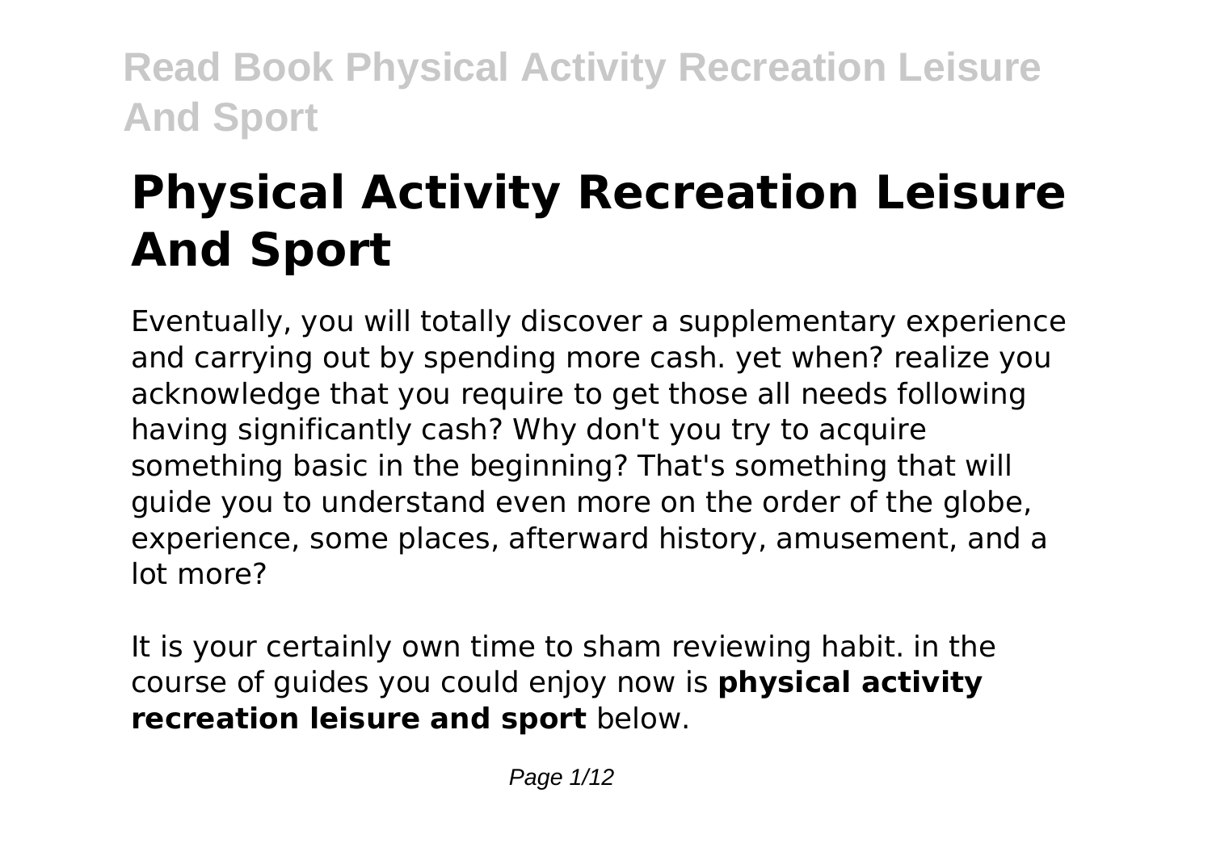# Physical Activity Recreation Leisure And Sport

Eventually, you will totally discover a supplementary experience and carrying out by spending more cash. yet when? realize you acknowledge that you require to get those all needs following having significantly cash? Why don't you try to acquire something basic in the beginning? That's something that will guide you to understand even more on the order of the globe, experience, some places, afterward history, amusement, and a lot more?

It is your certainly own time to sham reviewing habit. in the course of guides you could enjoy now is **physical activity recreation leisure and sport** below.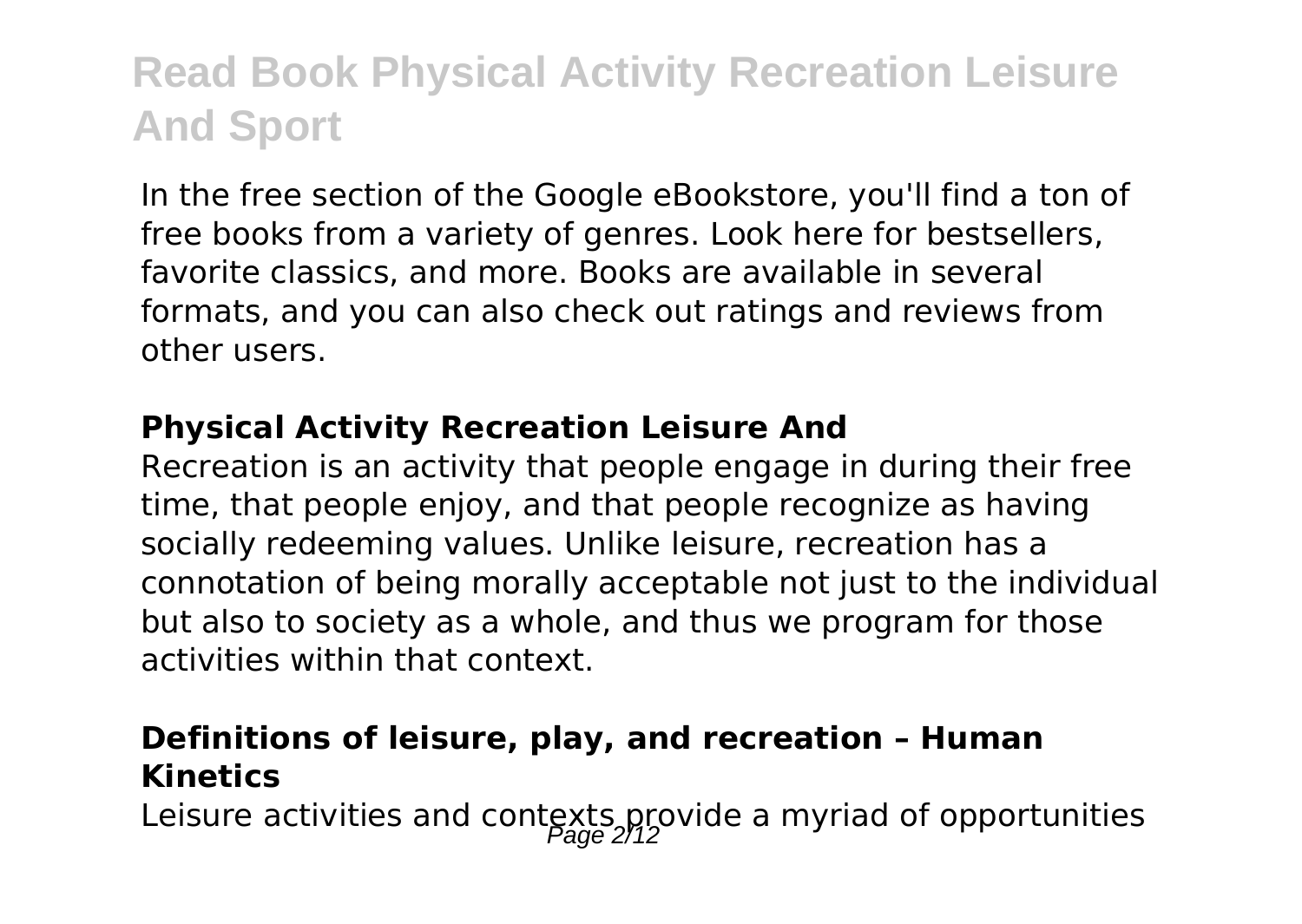# Read Book Physical Activity Recreation Leisure And Sport

In the free section of the Google eBookstore, you'll find a ton of free books from a variety of genres. Look here for bestsellers, favorite classics, and more. Books are available in several formats, and you can also check out ratings and reviews from other users.

### **Physical Activity Recreation Leisure And**

Recreation is an activity that people engage in during their free time, that people enjoy, and that people recognize as having socially redeeming values. Unlike leisure, recreation has a connotation of being morally acceptable not just to the individual but also to society as a whole, and thus we program for those activities within that context.

### **Definitions of leisure, play, and recreation – Human Kinetics**

Leisure activities and contexts provide a myriad of opportunities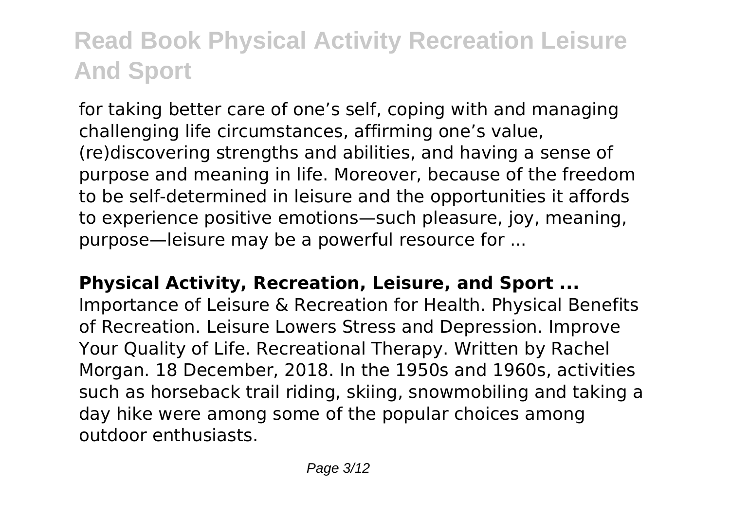for taking better care of one’s self, coping with and managing challenging life circumstances, affirming one’s value, (re)discovering strengths and abilities, and having a sense of purpose and meaning in life. Moreover, because of the freedom to be self-determined in leisure and the opportunities it affords to experience positive emotions—such pleasure, joy, meaning, purpose—leisure may be a powerful resource for ...

**Physical Activity, Recreation, Leisure, and Sport ...**

Importance of Leisure & Recreation for Health. Physical Benefits of Recreation. Leisure Lowers Stress and Depression. Improve Your Quality of Life. Recreational Therapy. Written by Rachel Morgan. 18 December, 2018. In the 1950s and 1960s, activities such as horseback trail riding, skiing, snowmobiling and taking a day hike were among some of the popular choices among outdoor enthusiasts.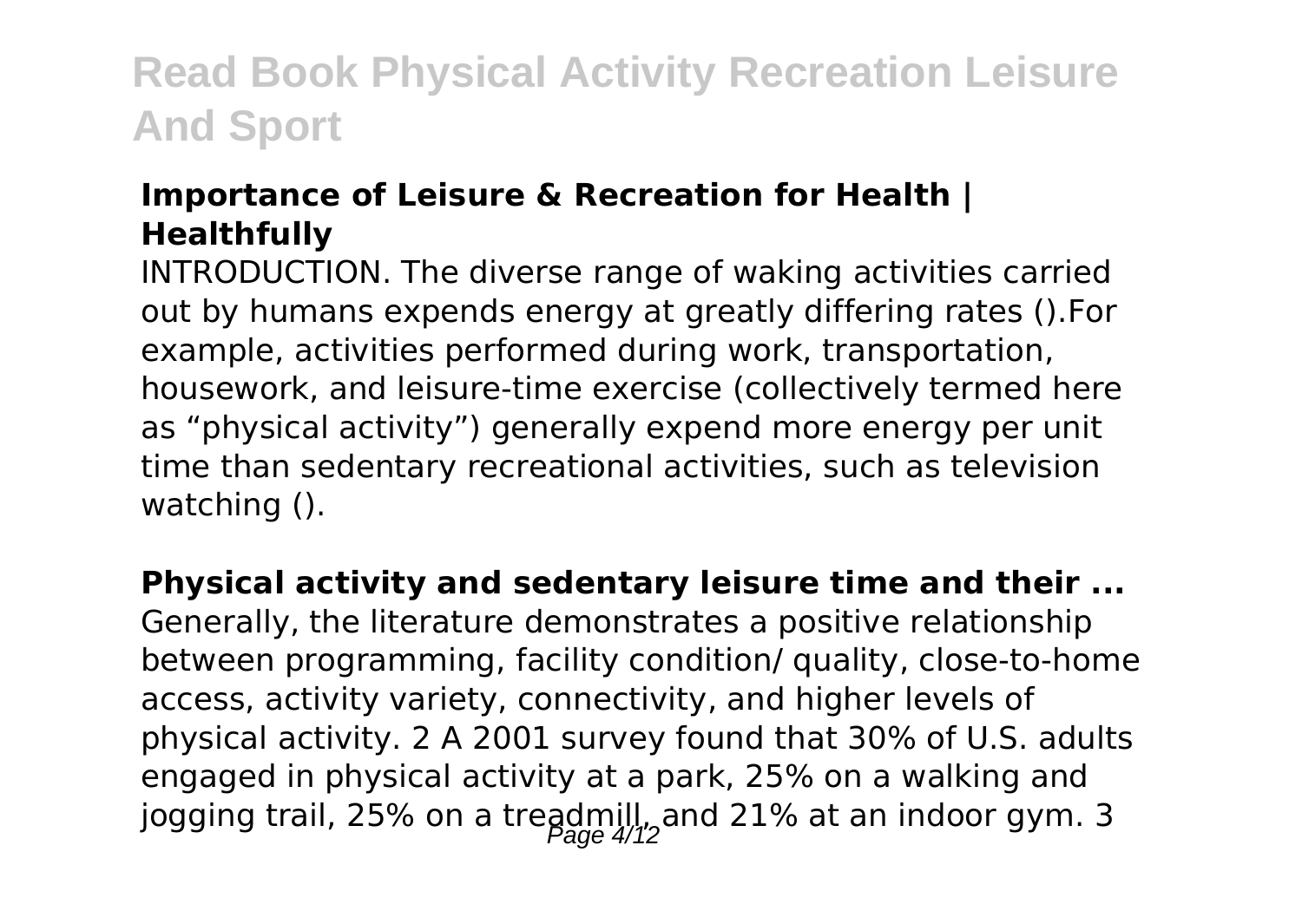### Importance of Leisure & Recreation for Health | Healthfully

INTRODUCTION. The diverse range of waking activities carried out by humans expends energy at greatly differing rates ().For example, activities performed during work, transportation, housework, and leisure-time exercise (collectively termed here as "physical activity") generally expend more energy per unit time than sedentary recreational activities, such as television watching ().

### Physical activity and sedentary leisure time and their ...

Generally, the literature demonstrates a positive relationship between programming, facility condition/ quality, close-to-home access, activity variety, connectivity, and higher levels of physical activity. 2 A 2001 survey found that 30% of U.S. adults engaged in physical activity at a park, 25% on a walking and jogging trail, 25% on a treadmill, and 21% at an indoor gym. 3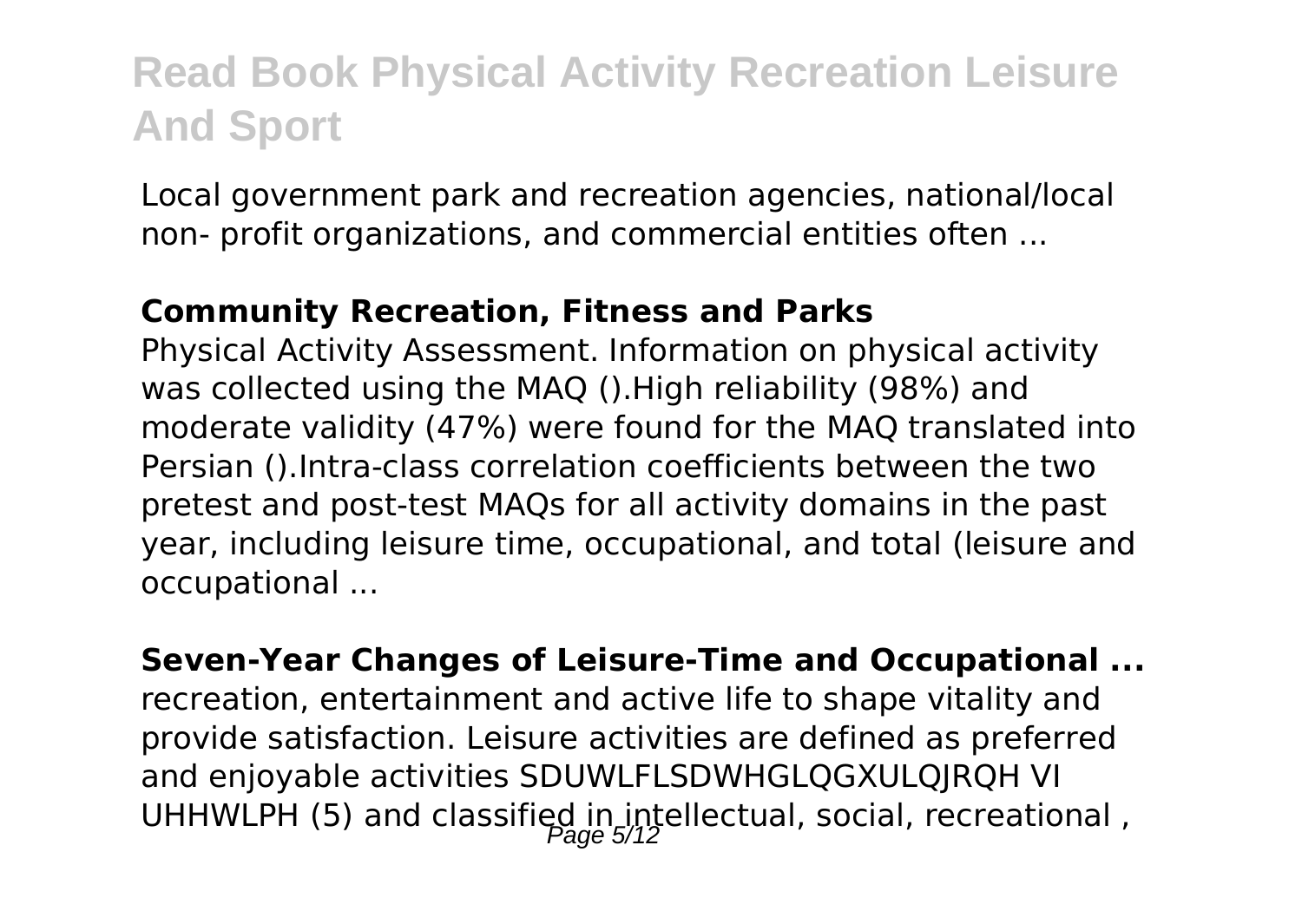Local government park and recreation agencies, national/local non- profit organizations, and commercial entities often ...

**Community Recreation, Fitness and Parks**

Physical Activity Assessment. Information on physical activity was collected using the MAQ ().High reliability (98%) and moderate validity (47%) were found for the MAQ translated into Persian ().Intra-class correlation coefficients between the two pretest and post-test MAQs for all activity domains in the past year, including leisure time, occupational, and total (leisure and occupational ...

**Seven-Year Changes of Leisure-Time and Occupational ...**

recreation, entertainment and active life to shape vitality and provide satisfaction. Leisure activities are defined as preferred and enjoyable activities SDUWLFLSDWHGLQGXULQJRQH VI UHHWLPH (5) and classified in intellectual, social, recreational ,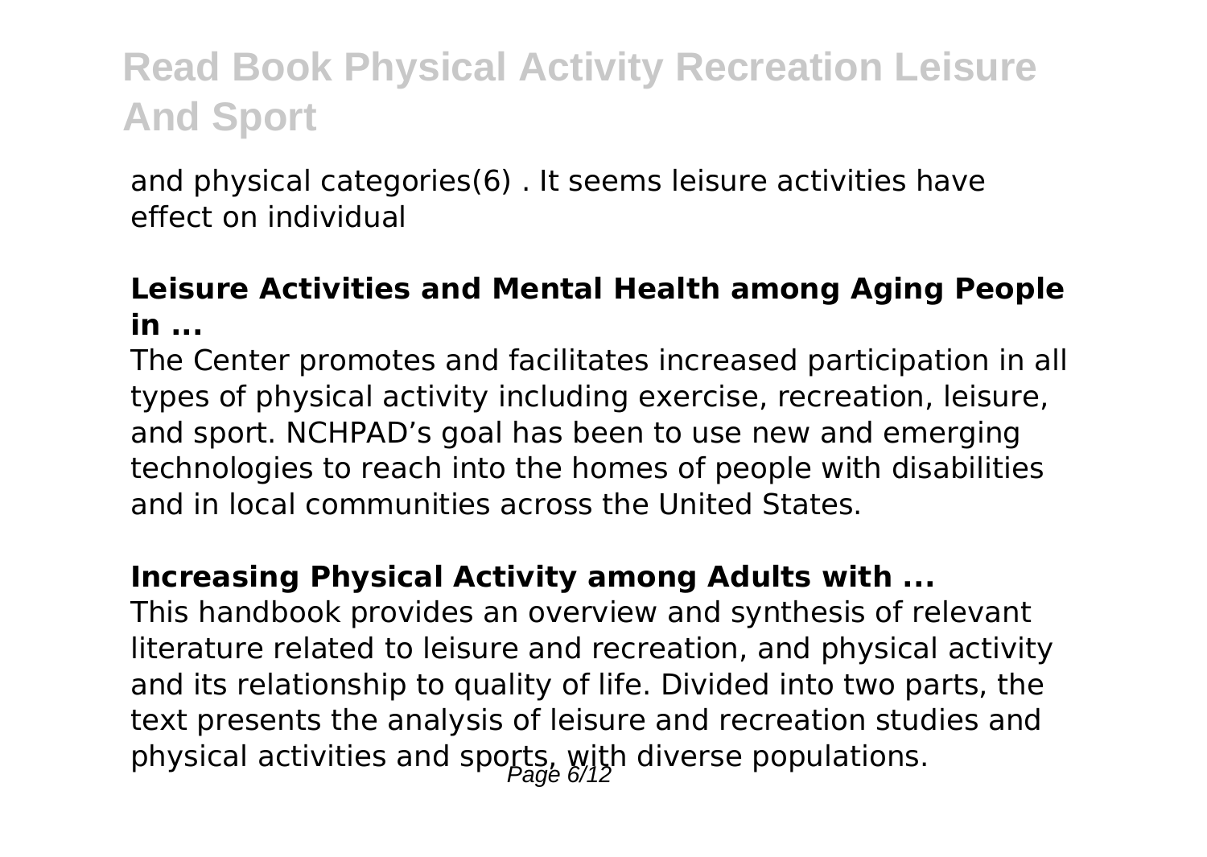and physical categories(6) . It seems leisure activities have effect on individual

**Leisure Activities and Mental Health among Aging People in ...**

The Center promotes and facilitates increased participation in all types of physical activity including exercise, recreation, leisure, and sport. NCHPAD's goal has been to use new and emerging technologies to reach into the homes of people with disabilities and in local communities across the United States.

**Increasing Physical Activity among Adults with ...**

This handbook provides an overview and synthesis of relevant literature related to leisure and recreation, and physical activity and its relationship to quality of life. Divided into two parts, the text presents the analysis of leisure and recreation studies and physical activities and sports, with diverse populations.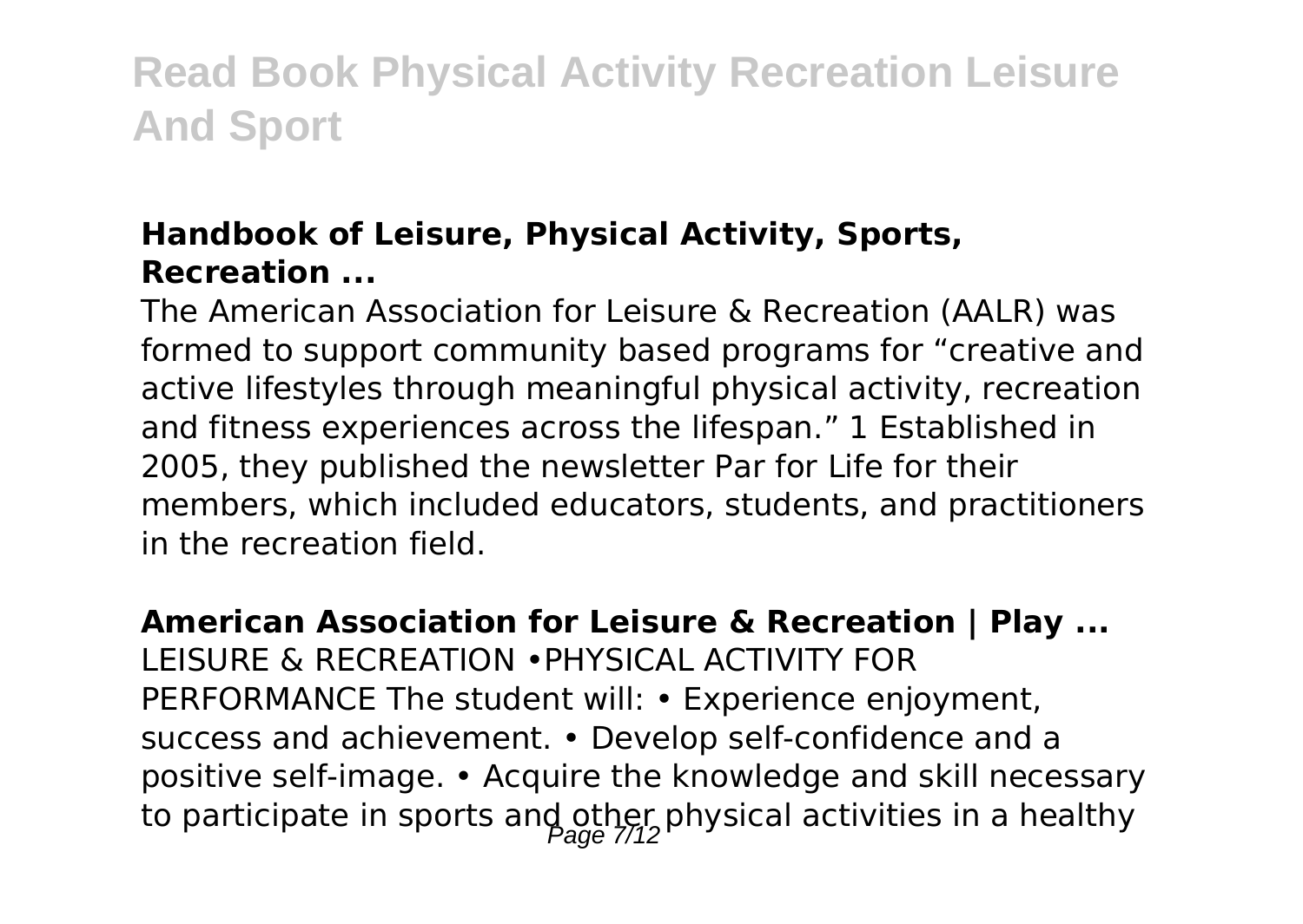### Handbook of Leisure, Physical Activity, Sports, Recreation ...

The American Association for Leisure & Recreation (AALR) was formed to support community based programs for "creative and active lifestyles through meaningful physical activity, recreation and fitness experiences across the lifespan." 1 Established in 2005, they published the newsletter Par for Life for their members, which included educators, students, and practitioners in the recreation field.

### American Association for Leisure & Recreation | Play ...

LEISURE & RECREATION •PHYSICAL ACTIVITY FOR PERFORMANCE The student will: • Experience enjoyment, success and achievement. • Develop self-confidence and a positive self-image. • Acquire the knowledge and skill necessary to participate in sports and other physical activities in a healthy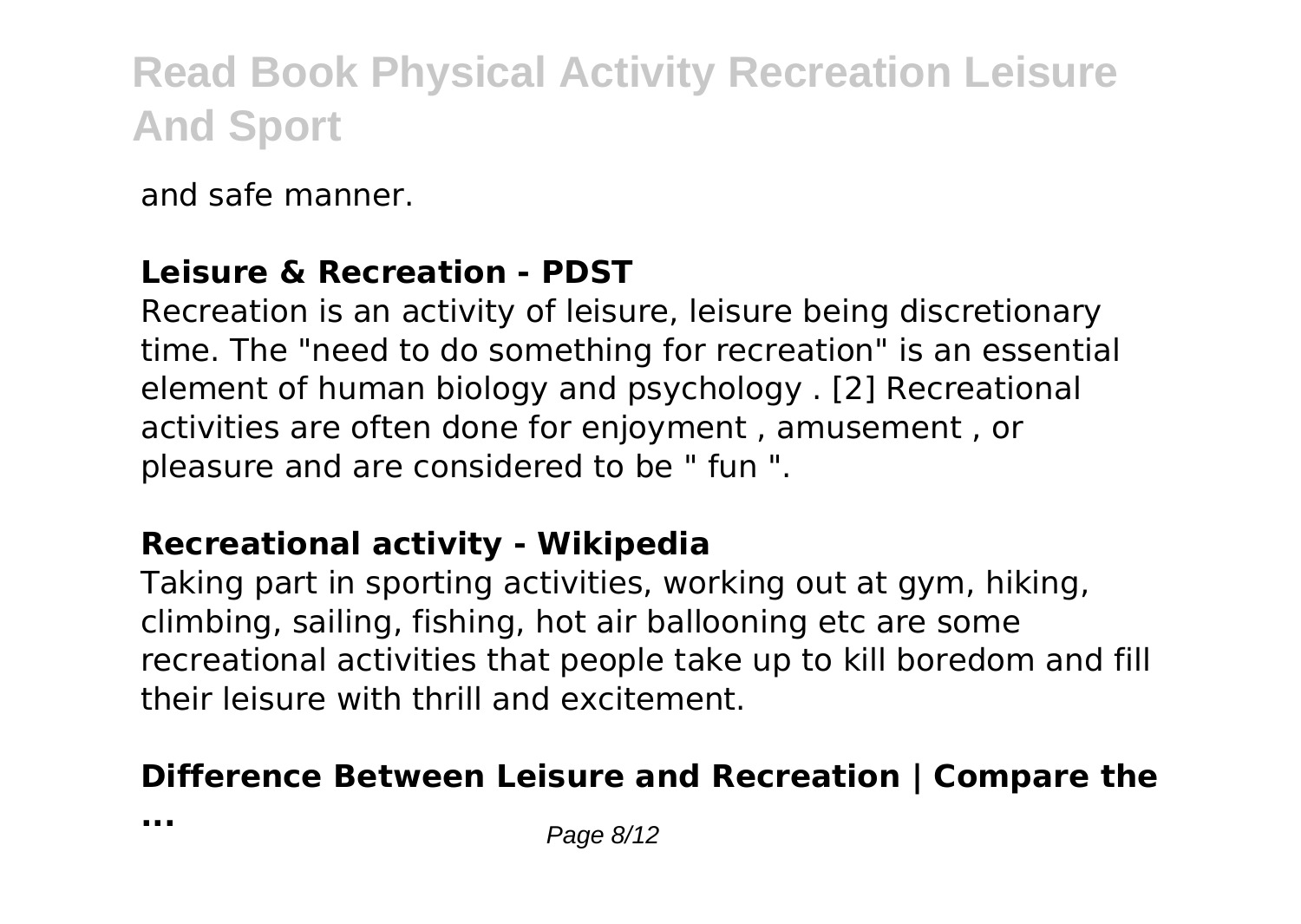and safe manner.

**Leisure & Recreation - PDST**

Recreation is an activity of leisure, leisure being discretionary time. The "need to do something for recreation" is an essential element of human biology and psychology . [2] Recreational activities are often done for enjoyment , amusement , or pleasure and are considered to be " fun ".

**Recreational activity - Wikipedia**

Taking part in sporting activities, working out at gym, hiking, climbing, sailing, fishing, hot air ballooning etc are some recreational activities that people take up to kill boredom and fill their leisure with thrill and excitement.

**Difference Between Leisure and Recreation | Compare the ...**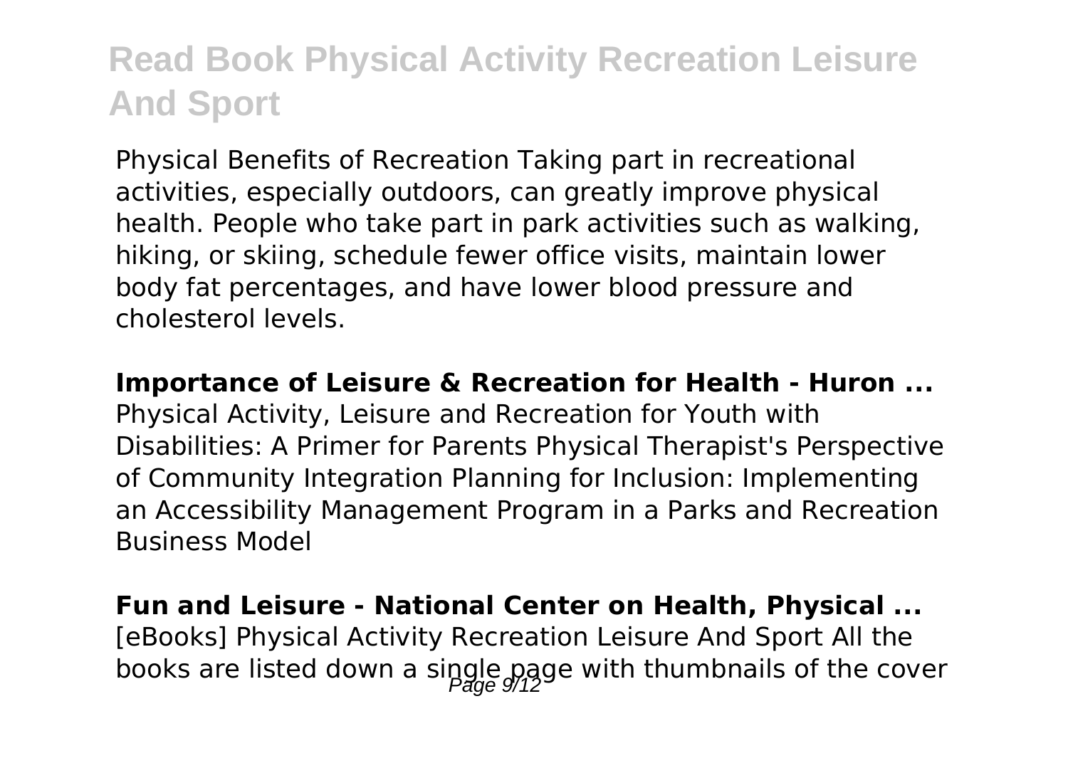Physical Benefits of Recreation Taking part in recreational activities, especially outdoors, can greatly improve physical health. People who take part in park activities such as walking, hiking, or skiing, schedule fewer office visits, maintain lower body fat percentages, and have lower blood pressure and cholesterol levels.

**Importance of Leisure & Recreation for Health - Huron ...**
Physical Activity, Leisure and Recreation for Youth with Disabilities: A Primer for Parents Physical Therapist's Perspective of Community Integration Planning for Inclusion: Implementing an Accessibility Management Program in a Parks and Recreation Business Model

**Fun and Leisure - National Center on Health, Physical ...**
[eBooks] Physical Activity Recreation Leisure And Sport All the books are listed down a single page with thumbnails of the cover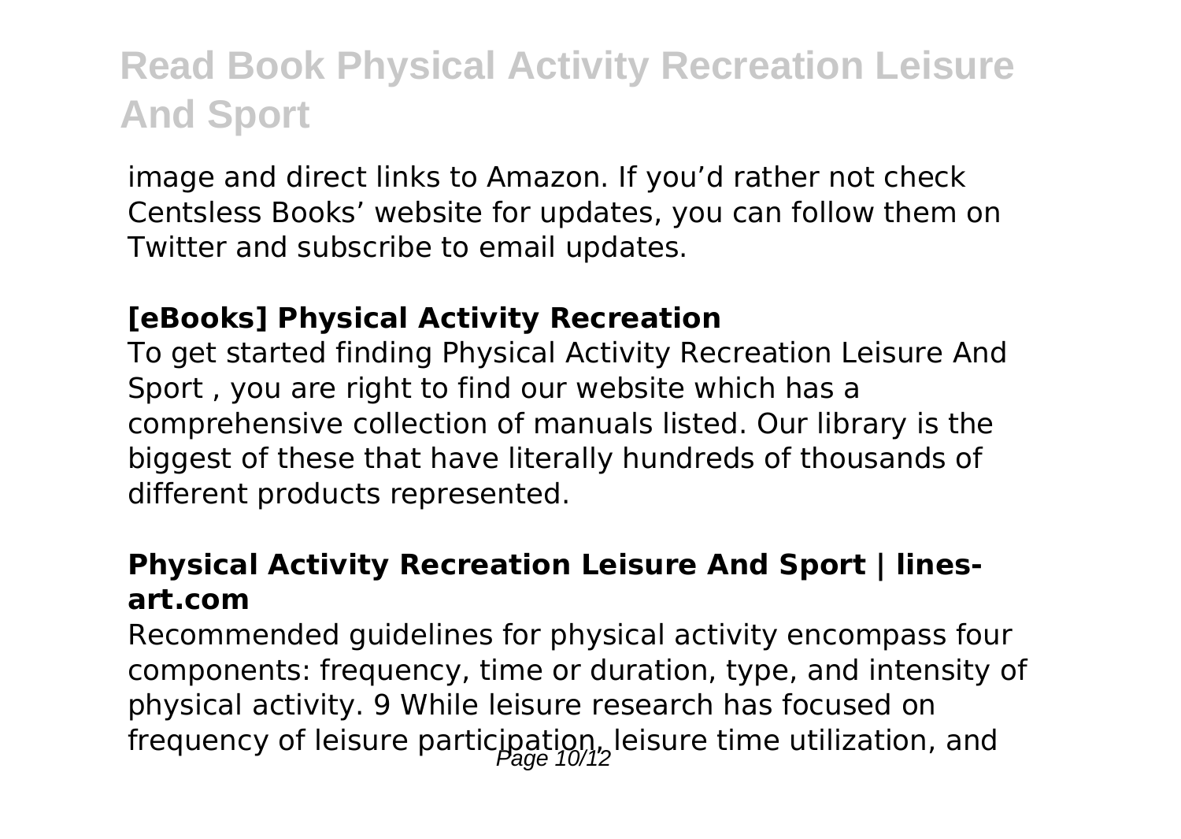image and direct links to Amazon. If you'd rather not check Centsless Books' website for updates, you can follow them on Twitter and subscribe to email updates.

### [eBooks] Physical Activity Recreation

To get started finding Physical Activity Recreation Leisure And Sport , you are right to find our website which has a comprehensive collection of manuals listed. Our library is the biggest of these that have literally hundreds of thousands of different products represented.

### Physical Activity Recreation Leisure And Sport | lines-art.com

Recommended guidelines for physical activity encompass four components: frequency, time or duration, type, and intensity of physical activity. 9 While leisure research has focused on frequency of leisure participation, leisure time utilization, and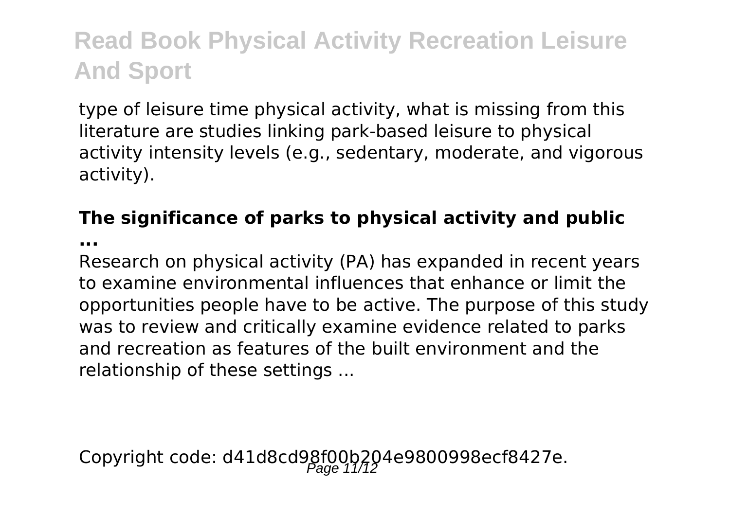type of leisure time physical activity, what is missing from this literature are studies linking park-based leisure to physical activity intensity levels (e.g., sedentary, moderate, and vigorous activity).

### The significance of parks to physical activity and public ...

Research on physical activity (PA) has expanded in recent years to examine environmental influences that enhance or limit the opportunities people have to be active. The purpose of this study was to review and critically examine evidence related to parks and recreation as features of the built environment and the relationship of these settings ...

Copyright code: d41d8cd98f00b204e9800998ecf8427e.